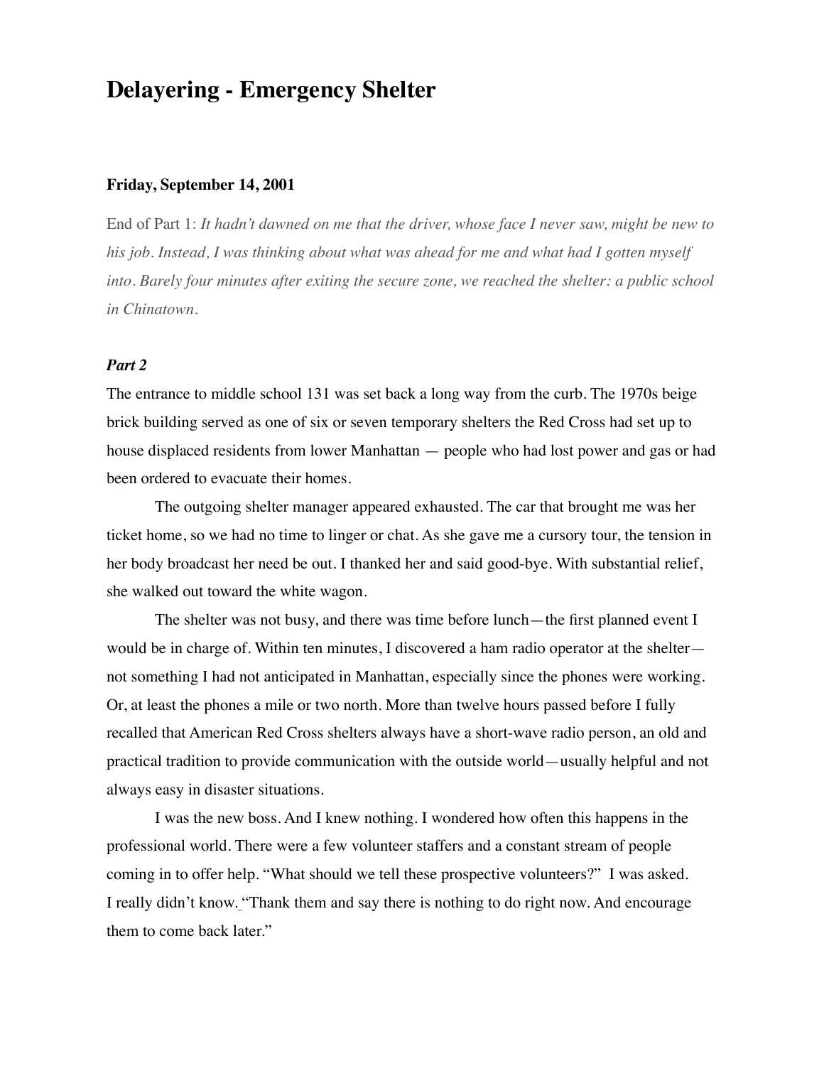# Delayering - Emergency Shelter

### Friday, September 14, 2001

End of Part 1: *It hadn't dawned on me that the driver, whose face I never saw, might be new to his job. Instead, I was thinking about what was ahead for me and what had I gotten myself into. Barely four minutes after exiting the secure zone, we reached the shelter: a public school in Chinatown.*

### *Part 2*

The entrance to middle school 131 was set back a long way from the curb. The 1970s beige brick building served as one of six or seven temporary shelters the Red Cross had set up to house displaced residents from lower Manhattan — people who had lost power and gas or had been ordered to evacuate their homes.

The outgoing shelter manager appeared exhausted. The car that brought me was her ticket home, so we had no time to linger or chat. As she gave me a cursory tour, the tension in her body broadcast her need be out. I thanked her and said good-bye. With substantial relief, she walked out toward the white wagon.

The shelter was not busy, and there was time before lunch—the first planned event I would be in charge of. Within ten minutes, I discovered a ham radio operator at the shelter—not something I had not anticipated in Manhattan, especially since the phones were working. Or, at least the phones a mile or two north. More than twelve hours passed before I fully recalled that American Red Cross shelters always have a short-wave radio person, an old and practical tradition to provide communication with the outside world—usually helpful and not always easy in disaster situations.

I was the new boss. And I knew nothing. I wondered how often this happens in the professional world. There were a few volunteer staffers and a constant stream of people coming in to offer help. "What should we tell these prospective volunteers?" I was asked. I really didn't know. "Thank them and say there is nothing to do right now. And encourage them to come back later."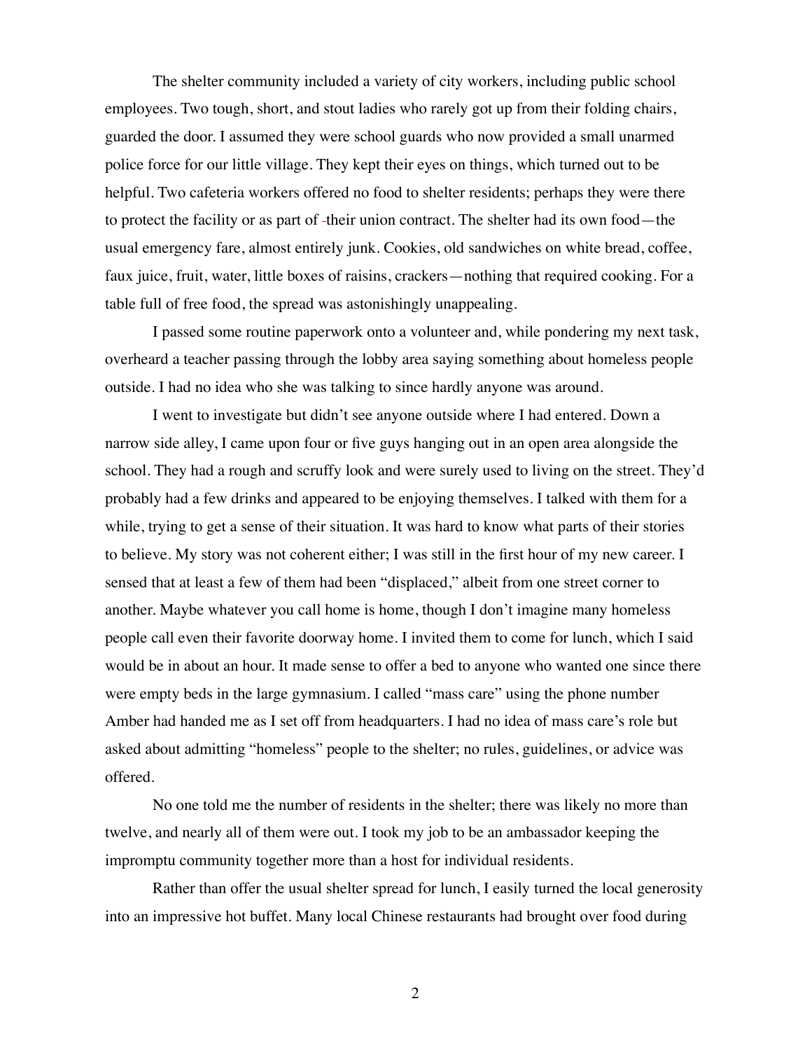The shelter community included a variety of city workers, including public school employees. Two tough, short, and stout ladies who rarely got up from their folding chairs, guarded the door. I assumed they were school guards who now provided a small unarmed police force for our little village. They kept their eyes on things, which turned out to be helpful. Two cafeteria workers offered no food to shelter residents; perhaps they were there to protect the facility or as part of their union contract. The shelter had its own food—the usual emergency fare, almost entirely junk. Cookies, old sandwiches on white bread, coffee, faux juice, fruit, water, little boxes of raisins, crackers—nothing that required cooking. For a table full of free food, the spread was astonishingly unappealing.

I passed some routine paperwork onto a volunteer and, while pondering my next task, overheard a teacher passing through the lobby area saying something about homeless people outside. I had no idea who she was talking to since hardly anyone was around.

I went to investigate but didn't see anyone outside where I had entered. Down a narrow side alley, I came upon four or five guys hanging out in an open area alongside the school. They had a rough and scruffy look and were surely used to living on the street. They'd probably had a few drinks and appeared to be enjoying themselves. I talked with them for a while, trying to get a sense of their situation. It was hard to know what parts of their stories to believe. My story was not coherent either; I was still in the first hour of my new career. I sensed that at least a few of them had been "displaced," albeit from one street corner to another. Maybe whatever you call home is home, though I don't imagine many homeless people call even their favorite doorway home. I invited them to come for lunch, which I said would be in about an hour. It made sense to offer a bed to anyone who wanted one since there were empty beds in the large gymnasium. I called "mass care" using the phone number Amber had handed me as I set off from headquarters. I had no idea of mass care's role but asked about admitting "homeless" people to the shelter; no rules, guidelines, or advice was offered.

No one told me the number of residents in the shelter; there was likely no more than twelve, and nearly all of them were out. I took my job to be an ambassador keeping the impromptu community together more than a host for individual residents.

Rather than offer the usual shelter spread for lunch, I easily turned the local generosity into an impressive hot buffet. Many local Chinese restaurants had brought over food during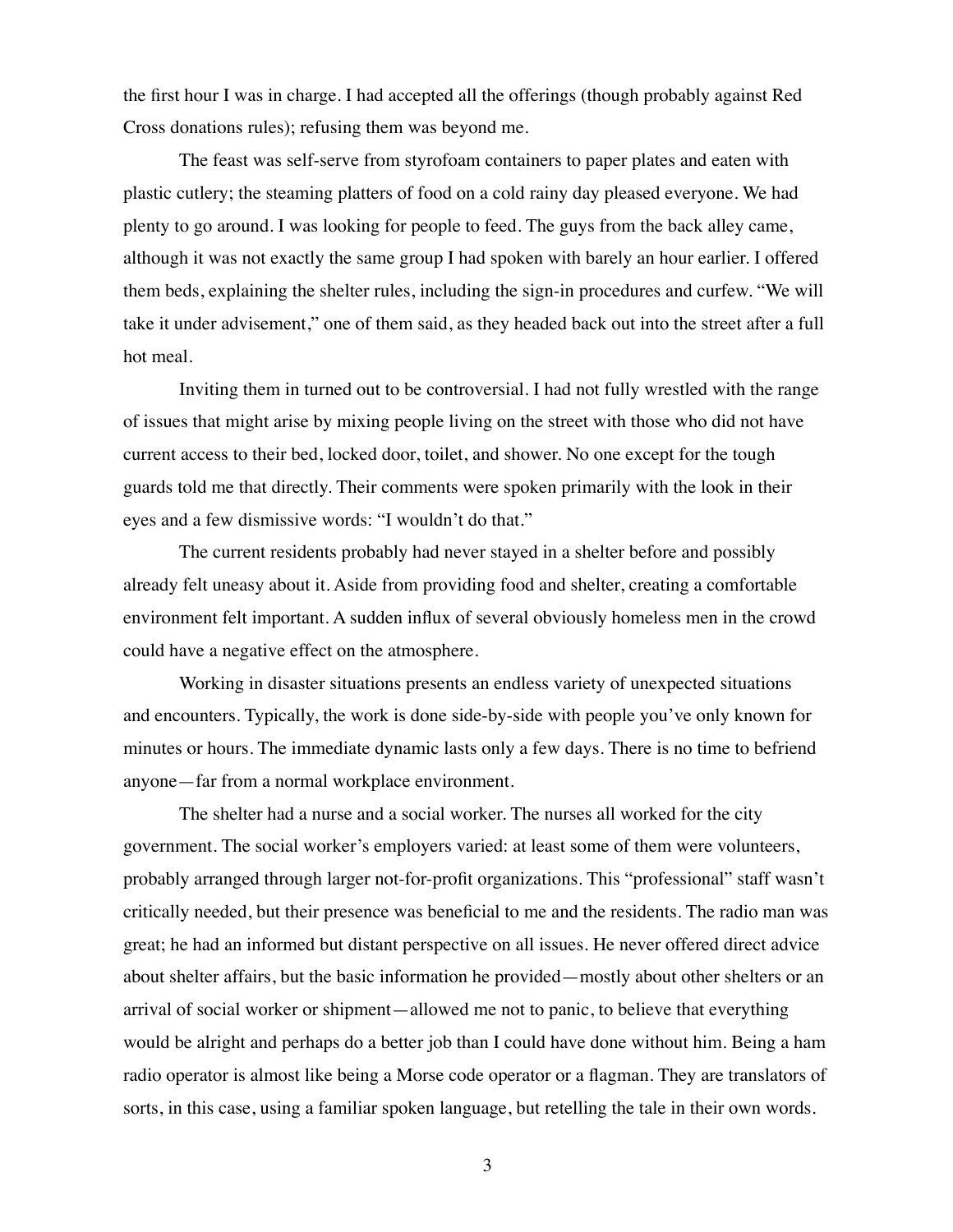the first hour I was in charge. I had accepted all the offerings (though probably against Red Cross donations rules); refusing them was beyond me.

The feast was self-serve from styrofoam containers to paper plates and eaten with plastic cutlery; the steaming platters of food on a cold rainy day pleased everyone. We had plenty to go around. I was looking for people to feed. The guys from the back alley came, although it was not exactly the same group I had spoken with barely an hour earlier. I offered them beds, explaining the shelter rules, including the sign-in procedures and curfew. "We will take it under advisement," one of them said, as they headed back out into the street after a full hot meal.

Inviting them in turned out to be controversial. I had not fully wrestled with the range of issues that might arise by mixing people living on the street with those who did not have current access to their bed, locked door, toilet, and shower. No one except for the tough guards told me that directly. Their comments were spoken primarily with the look in their eyes and a few dismissive words: "I wouldn't do that."

The current residents probably had never stayed in a shelter before and possibly already felt uneasy about it. Aside from providing food and shelter, creating a comfortable environment felt important. A sudden influx of several obviously homeless men in the crowd could have a negative effect on the atmosphere.

Working in disaster situations presents an endless variety of unexpected situations and encounters. Typically, the work is done side-by-side with people you've only known for minutes or hours. The immediate dynamic lasts only a few days. There is no time to befriend anyone—far from a normal workplace environment.

The shelter had a nurse and a social worker. The nurses all worked for the city government. The social worker's employers varied: at least some of them were volunteers, probably arranged through larger not-for-profit organizations. This "professional" staff wasn't critically needed, but their presence was beneficial to me and the residents. The radio man was great; he had an informed but distant perspective on all issues. He never offered direct advice about shelter affairs, but the basic information he provided—mostly about other shelters or an arrival of social worker or shipment—allowed me not to panic, to believe that everything would be alright and perhaps do a better job than I could have done without him. Being a ham radio operator is almost like being a Morse code operator or a flagman. They are translators of sorts, in this case, using a familiar spoken language, but retelling the tale in their own words.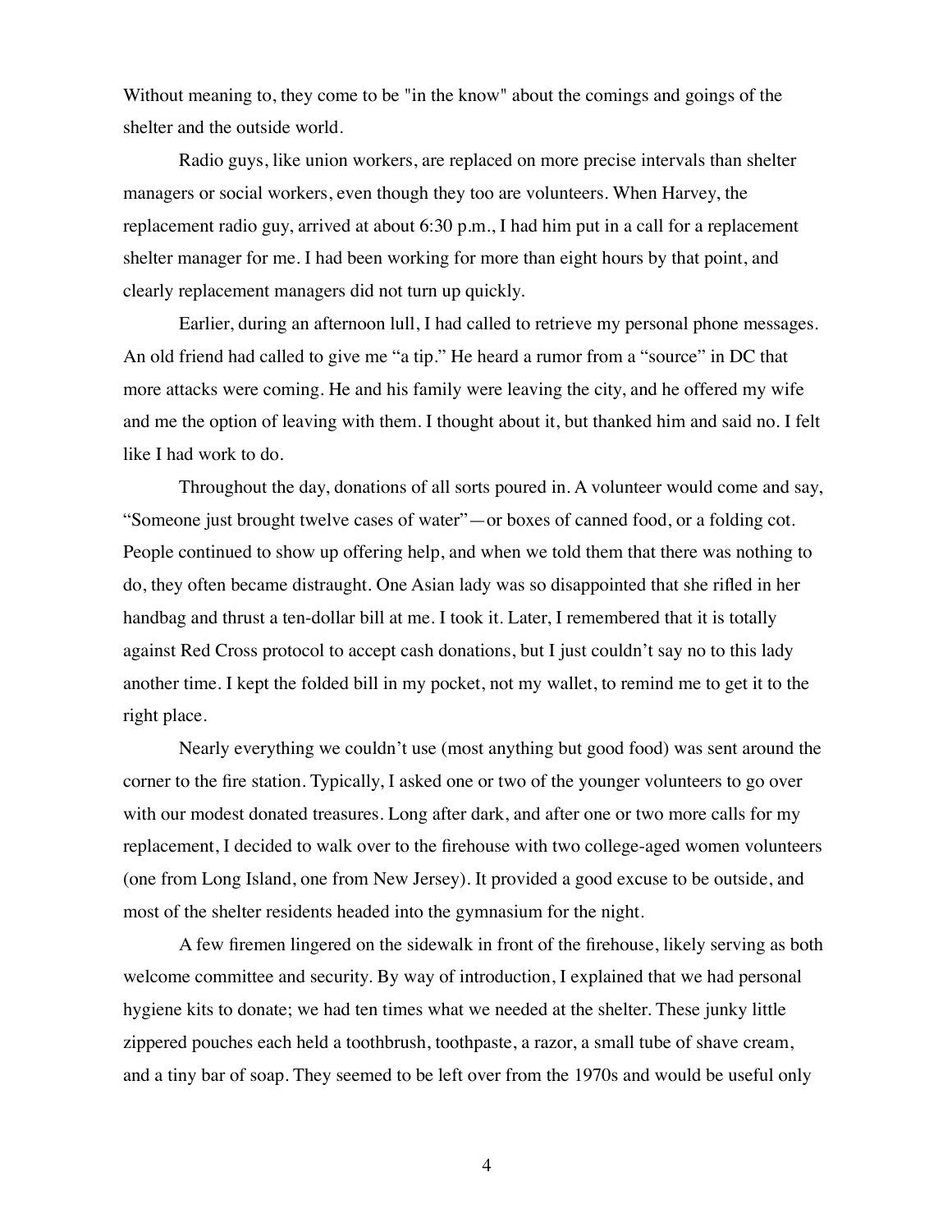Without meaning to, they come to be "in the know" about the comings and goings of the shelter and the outside world.

Radio guys, like union workers, are replaced on more precise intervals than shelter managers or social workers, even though they too are volunteers. When Harvey, the replacement radio guy, arrived at about 6:30 p.m., I had him put in a call for a replacement shelter manager for me. I had been working for more than eight hours by that point, and clearly replacement managers did not turn up quickly.

Earlier, during an afternoon lull, I had called to retrieve my personal phone messages. An old friend had called to give me "a tip." He heard a rumor from a "source" in DC that more attacks were coming. He and his family were leaving the city, and he offered my wife and me the option of leaving with them. I thought about it, but thanked him and said no. I felt like I had work to do.

Throughout the day, donations of all sorts poured in. A volunteer would come and say, "Someone just brought twelve cases of water"—or boxes of canned food, or a folding cot. People continued to show up offering help, and when we told them that there was nothing to do, they often became distraught. One Asian lady was so disappointed that she rifled in her handbag and thrust a ten-dollar bill at me. I took it. Later, I remembered that it is totally against Red Cross protocol to accept cash donations, but I just couldn't say no to this lady another time. I kept the folded bill in my pocket, not my wallet, to remind me to get it to the right place.

Nearly everything we couldn't use (most anything but good food) was sent around the corner to the fire station. Typically, I asked one or two of the younger volunteers to go over with our modest donated treasures. Long after dark, and after one or two more calls for my replacement, I decided to walk over to the firehouse with two college-aged women volunteers (one from Long Island, one from New Jersey). It provided a good excuse to be outside, and most of the shelter residents headed into the gymnasium for the night.

A few firemen lingered on the sidewalk in front of the firehouse, likely serving as both welcome committee and security. By way of introduction, I explained that we had personal hygiene kits to donate; we had ten times what we needed at the shelter. These junky little zippered pouches each held a toothbrush, toothpaste, a razor, a small tube of shave cream, and a tiny bar of soap. They seemed to be left over from the 1970s and would be useful only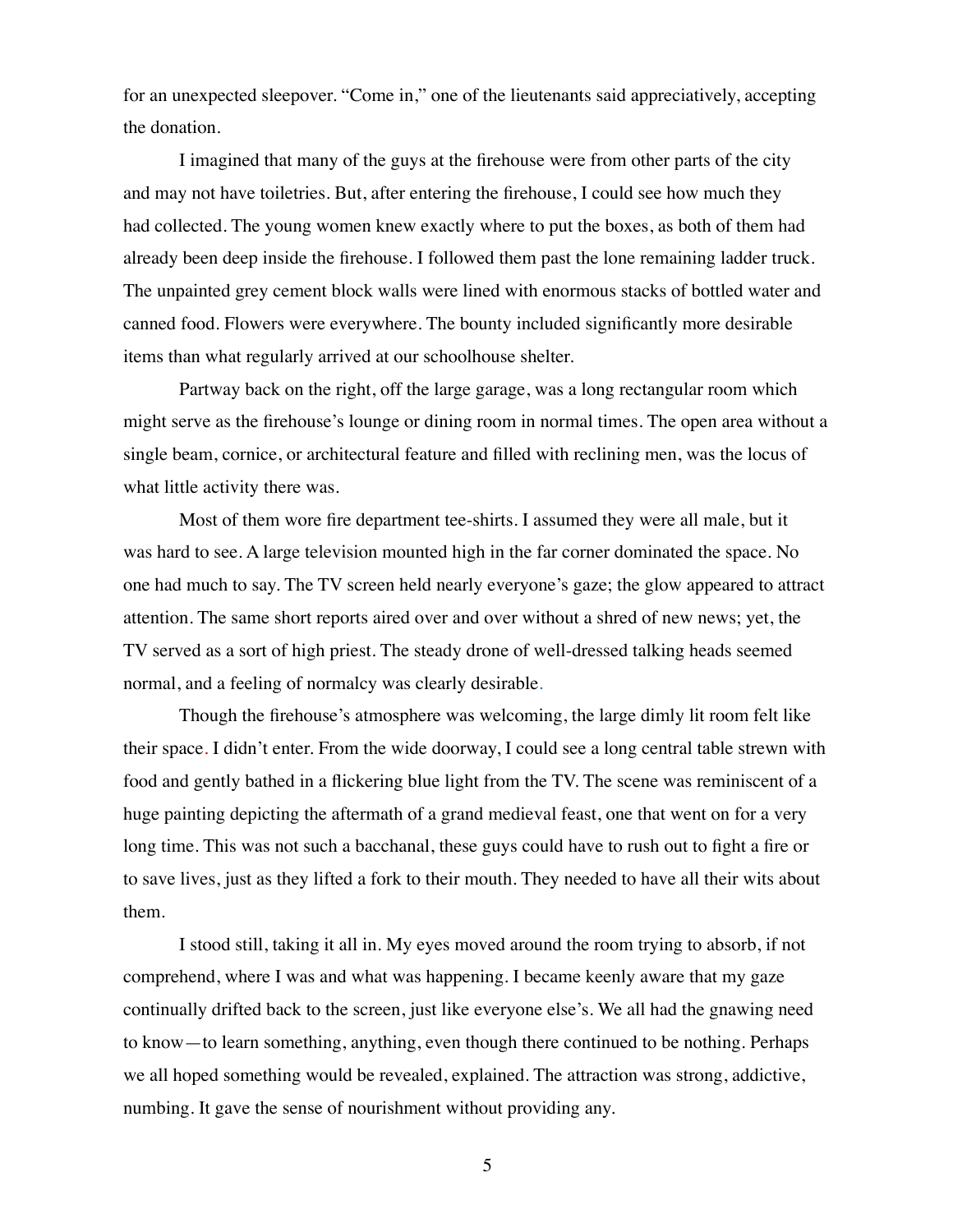for an unexpected sleepover. "Come in," one of the lieutenants said appreciatively, accepting the donation.

I imagined that many of the guys at the firehouse were from other parts of the city and may not have toiletries. But, after entering the firehouse, I could see how much they had collected. The young women knew exactly where to put the boxes, as both of them had already been deep inside the firehouse. I followed them past the lone remaining ladder truck. The unpainted grey cement block walls were lined with enormous stacks of bottled water and canned food. Flowers were everywhere. The bounty included significantly more desirable items than what regularly arrived at our schoolhouse shelter.

Partway back on the right, off the large garage, was a long rectangular room which might serve as the firehouse's lounge or dining room in normal times. The open area without a single beam, cornice, or architectural feature and filled with reclining men, was the locus of what little activity there was.

Most of them wore fire department tee-shirts. I assumed they were all male, but it was hard to see. A large television mounted high in the far corner dominated the space. No one had much to say. The TV screen held nearly everyone's gaze; the glow appeared to attract attention. The same short reports aired over and over without a shred of new news; yet, the TV served as a sort of high priest. The steady drone of well-dressed talking heads seemed normal, and a feeling of normalcy was clearly desirable.

Though the firehouse's atmosphere was welcoming, the large dimly lit room felt like their space. I didn't enter. From the wide doorway, I could see a long central table strewn with food and gently bathed in a flickering blue light from the TV. The scene was reminiscent of a huge painting depicting the aftermath of a grand medieval feast, one that went on for a very long time. This was not such a bacchanal, these guys could have to rush out to fight a fire or to save lives, just as they lifted a fork to their mouth. They needed to have all their wits about them.

I stood still, taking it all in. My eyes moved around the room trying to absorb, if not comprehend, where I was and what was happening. I became keenly aware that my gaze continually drifted back to the screen, just like everyone else's. We all had the gnawing need to know—to learn something, anything, even though there continued to be nothing. Perhaps we all hoped something would be revealed, explained. The attraction was strong, addictive, numbing. It gave the sense of nourishment without providing any.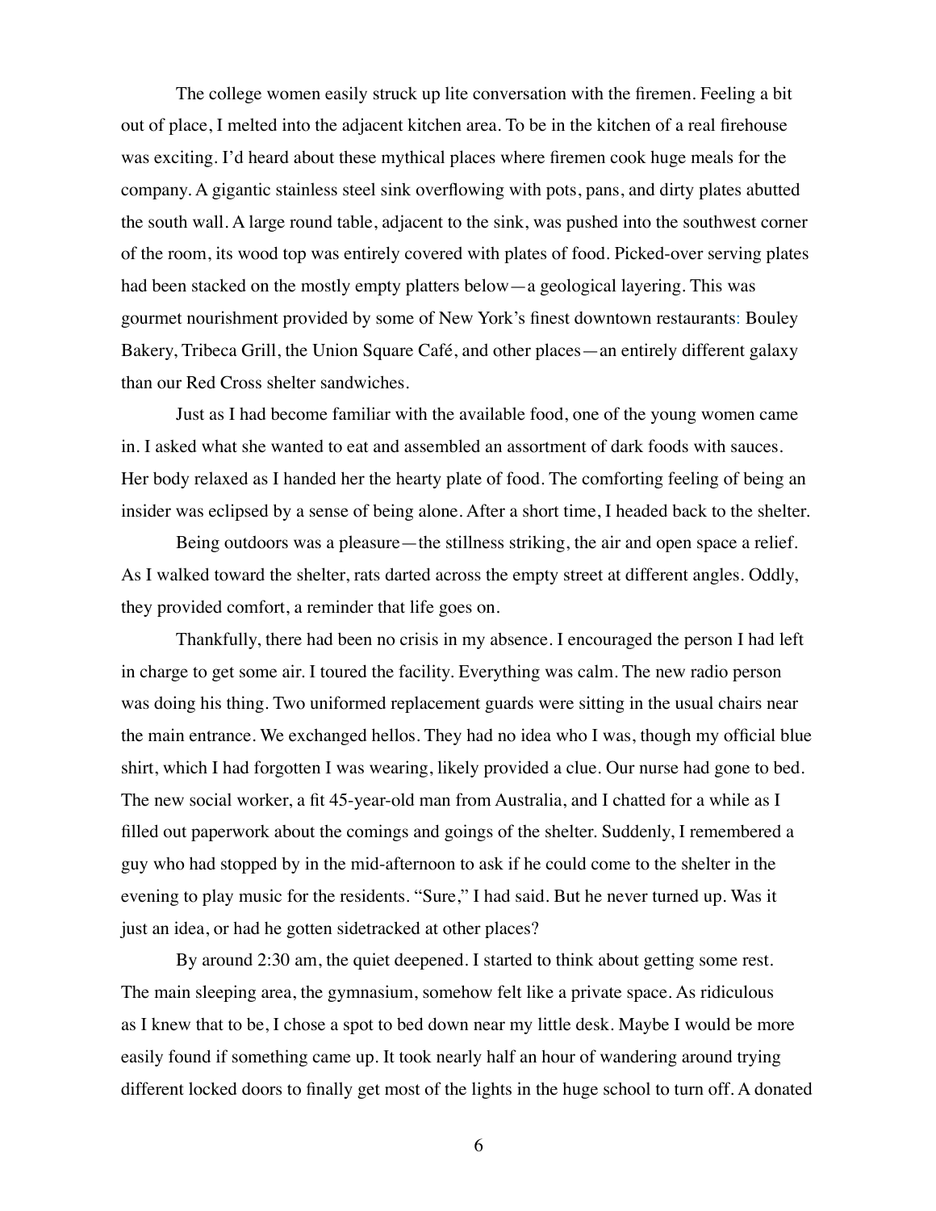The college women easily struck up lite conversation with the firemen. Feeling a bit out of place, I melted into the adjacent kitchen area. To be in the kitchen of a real firehouse was exciting. I'd heard about these mythical places where firemen cook huge meals for the company. A gigantic stainless steel sink overflowing with pots, pans, and dirty plates abutted the south wall. A large round table, adjacent to the sink, was pushed into the southwest corner of the room, its wood top was entirely covered with plates of food. Picked-over serving plates had been stacked on the mostly empty platters below—a geological layering. This was gourmet nourishment provided by some of New York's finest downtown restaurants: Bouley Bakery, Tribeca Grill, the Union Square Café, and other places—an entirely different galaxy than our Red Cross shelter sandwiches.

Just as I had become familiar with the available food, one of the young women came in. I asked what she wanted to eat and assembled an assortment of dark foods with sauces. Her body relaxed as I handed her the hearty plate of food. The comforting feeling of being an insider was eclipsed by a sense of being alone. After a short time, I headed back to the shelter.

Being outdoors was a pleasure—the stillness striking, the air and open space a relief. As I walked toward the shelter, rats darted across the empty street at different angles. Oddly, they provided comfort, a reminder that life goes on.

Thankfully, there had been no crisis in my absence. I encouraged the person I had left in charge to get some air. I toured the facility. Everything was calm. The new radio person was doing his thing. Two uniformed replacement guards were sitting in the usual chairs near the main entrance. We exchanged hellos. They had no idea who I was, though my official blue shirt, which I had forgotten I was wearing, likely provided a clue. Our nurse had gone to bed. The new social worker, a fit 45-year-old man from Australia, and I chatted for a while as I filled out paperwork about the comings and goings of the shelter. Suddenly, I remembered a guy who had stopped by in the mid-afternoon to ask if he could come to the shelter in the evening to play music for the residents. "Sure," I had said. But he never turned up. Was it just an idea, or had he gotten sidetracked at other places?

By around 2:30 am, the quiet deepened. I started to think about getting some rest. The main sleeping area, the gymnasium, somehow felt like a private space. As ridiculous as I knew that to be, I chose a spot to bed down near my little desk. Maybe I would be more easily found if something came up. It took nearly half an hour of wandering around trying different locked doors to finally get most of the lights in the huge school to turn off. A donated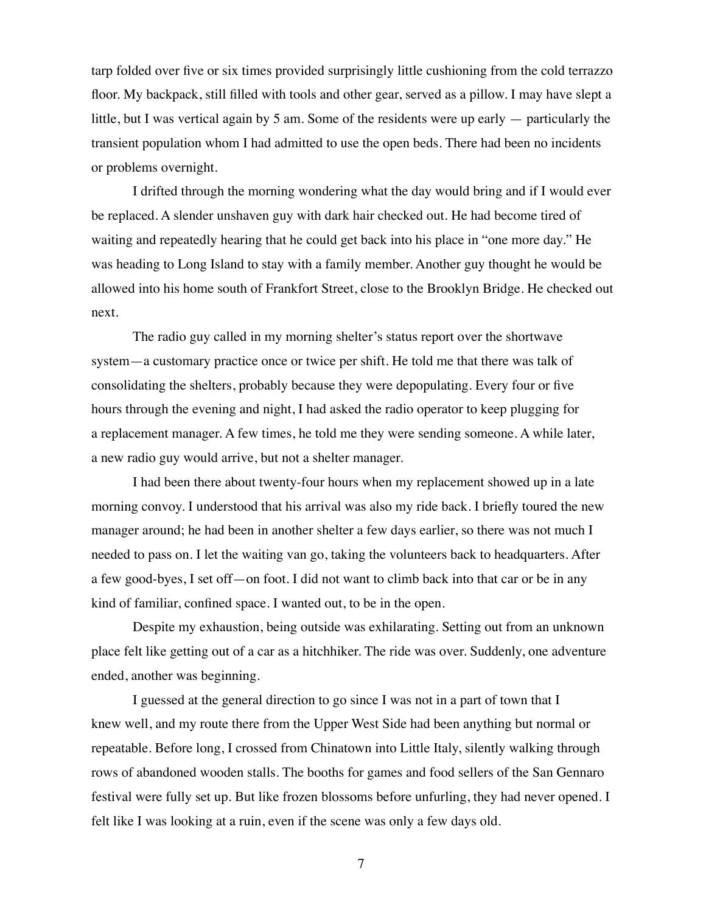tarp folded over five or six times provided surprisingly little cushioning from the cold terrazzo floor. My backpack, still filled with tools and other gear, served as a pillow. I may have slept a little, but I was vertical again by 5 am. Some of the residents were up early — particularly the transient population whom I had admitted to use the open beds. There had been no incidents or problems overnight.

I drifted through the morning wondering what the day would bring and if I would ever be replaced. A slender unshaven guy with dark hair checked out. He had become tired of waiting and repeatedly hearing that he could get back into his place in "one more day." He was heading to Long Island to stay with a family member. Another guy thought he would be allowed into his home south of Frankfort Street, close to the Brooklyn Bridge. He checked out next.

The radio guy called in my morning shelter's status report over the shortwave system—a customary practice once or twice per shift. He told me that there was talk of consolidating the shelters, probably because they were depopulating. Every four or five hours through the evening and night, I had asked the radio operator to keep plugging for a replacement manager. A few times, he told me they were sending someone. A while later, a new radio guy would arrive, but not a shelter manager.

I had been there about twenty-four hours when my replacement showed up in a late morning convoy. I understood that his arrival was also my ride back. I briefly toured the new manager around; he had been in another shelter a few days earlier, so there was not much I needed to pass on. I let the waiting van go, taking the volunteers back to headquarters. After a few good-byes, I set off—on foot. I did not want to climb back into that car or be in any kind of familiar, confined space. I wanted out, to be in the open.

Despite my exhaustion, being outside was exhilarating. Setting out from an unknown place felt like getting out of a car as a hitchhiker. The ride was over. Suddenly, one adventure ended, another was beginning.

I guessed at the general direction to go since I was not in a part of town that I knew well, and my route there from the Upper West Side had been anything but normal or repeatable. Before long, I crossed from Chinatown into Little Italy, silently walking through rows of abandoned wooden stalls. The booths for games and food sellers of the San Gennaro festival were fully set up. But like frozen blossoms before unfurling, they had never opened. I felt like I was looking at a ruin, even if the scene was only a few days old.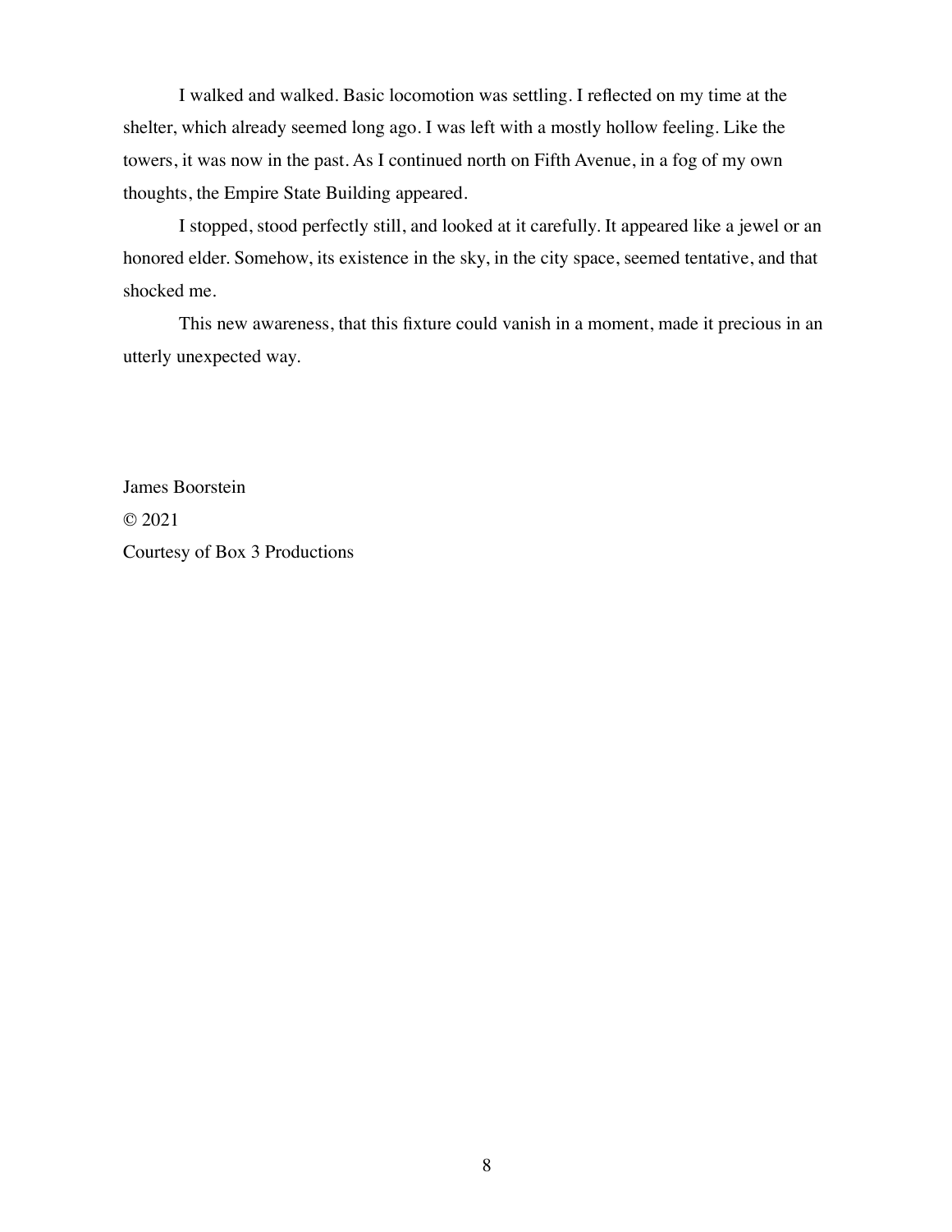I walked and walked. Basic locomotion was settling. I reflected on my time at the shelter, which already seemed long ago. I was left with a mostly hollow feeling. Like the towers, it was now in the past. As I continued north on Fifth Avenue, in a fog of my own thoughts, the Empire State Building appeared.

I stopped, stood perfectly still, and looked at it carefully. It appeared like a jewel or an honored elder. Somehow, its existence in the sky, in the city space, seemed tentative, and that shocked me.

This new awareness, that this fixture could vanish in a moment, made it precious in an utterly unexpected way.

James Boorstein  
© 2021  
Courtesy of Box 3 Productions